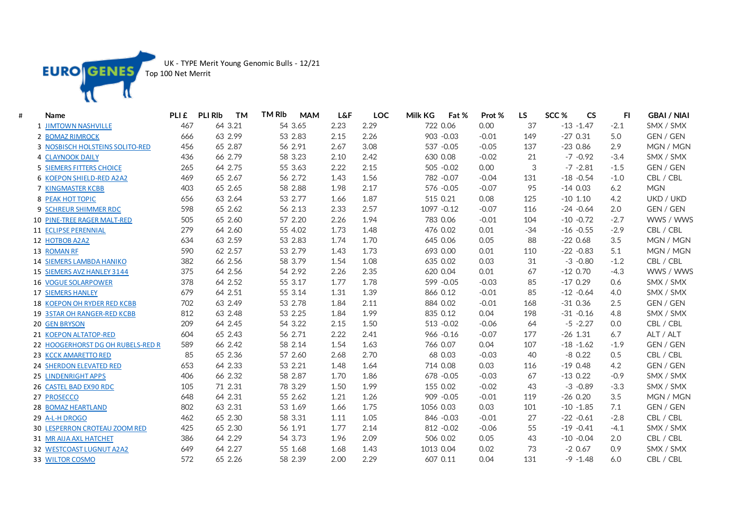EURO GENES

UK - TYPE Merit Young Genomic Bulls - 12/21

Top 100 Net Merrit

| # | Name | PLI £ | PLI Rlb | TM | TM Rlb | MAM | L&F | LOC | Milk KG | Fat % | Prot % | LS | SCC % | CS | FI | GBAI / NIAI |
|---|---|---|---|---|---|---|---|---|---|---|---|---|---|---|---|---|
| 1 | JIMTOWN NASHVILLE | 467 | 64 | 3.21 | 54 | 3.65 | 2.23 | 2.29 | 722 | 0.06 | 0.00 | 37 | -13 | -1.47 | -2.1 | SMX / SMX |
| 2 | BOMAZ RIMROCK | 666 | 63 | 2.99 | 53 | 2.83 | 2.15 | 2.26 | 903 | -0.03 | -0.01 | 149 | -27 | 0.31 | 5.0 | GEN / GEN |
| 3 | NOSBISCH HOLSTEINS SOLITO-RED | 456 | 65 | 2.87 | 56 | 2.91 | 2.67 | 3.08 | 537 | -0.05 | -0.05 | 137 | -23 | 0.86 | 2.9 | MGN / MGN |
| 4 | CLAYNOOK DAILY | 436 | 66 | 2.79 | 58 | 3.23 | 2.10 | 2.42 | 630 | 0.08 | -0.02 | 21 | -7 | -0.92 | -3.4 | SMX / SMX |
| 5 | SIEMERS FITTERS CHOICE | 265 | 64 | 2.75 | 55 | 3.63 | 2.22 | 2.15 | 505 | -0.02 | 0.00 | 3 | -7 | -2.81 | -1.5 | GEN / GEN |
| 6 | KOEPON SHIELD-RED A2A2 | 469 | 65 | 2.67 | 56 | 2.72 | 1.43 | 1.56 | 782 | -0.07 | -0.04 | 131 | -18 | -0.54 | -1.0 | CBL / CBL |
| 7 | KINGMASTER KCBB | 403 | 65 | 2.65 | 58 | 2.88 | 1.98 | 2.17 | 576 | -0.05 | -0.07 | 95 | -14 | 0.03 | 6.2 | MGN |
| 8 | PEAK HOT TOPIC | 656 | 63 | 2.64 | 53 | 2.77 | 1.66 | 1.87 | 515 | 0.21 | 0.08 | 125 | -10 | 1.10 | 4.2 | UKD / UKD |
| 9 | SCHREUR SHIMMER RDC | 598 | 65 | 2.62 | 56 | 2.13 | 2.33 | 2.57 | 1097 | -0.12 | -0.07 | 116 | -24 | -0.64 | 2.0 | GEN / GEN |
| 10 | PINE-TREE RAGER MALT-RED | 505 | 65 | 2.60 | 57 | 2.20 | 2.26 | 1.94 | 783 | 0.06 | -0.01 | 104 | -10 | -0.72 | -2.7 | WWS / WWS |
| 11 | ECLIPSE PERENNIAL | 279 | 64 | 2.60 | 55 | 4.02 | 1.73 | 1.48 | 476 | 0.02 | 0.01 | -34 | -16 | -0.55 | -2.9 | CBL / CBL |
| 12 | HOTBOB A2A2 | 634 | 63 | 2.59 | 53 | 2.83 | 1.74 | 1.70 | 645 | 0.06 | 0.05 | 88 | -22 | 0.68 | 3.5 | MGN / MGN |
| 13 | ROMAN RF | 590 | 62 | 2.57 | 53 | 2.79 | 1.43 | 1.73 | 693 | 0.00 | 0.01 | 110 | -22 | -0.83 | 5.1 | MGN / MGN |
| 14 | SIEMERS LAMBDA HANIKO | 382 | 66 | 2.56 | 58 | 3.79 | 1.54 | 1.08 | 635 | 0.02 | 0.03 | 31 | -3 | -0.80 | -1.2 | CBL / CBL |
| 15 | SIEMERS AVZ HANLEY 3144 | 375 | 64 | 2.56 | 54 | 2.92 | 2.26 | 2.35 | 620 | 0.04 | 0.01 | 67 | -12 | 0.70 | -4.3 | WWS / WWS |
| 16 | VOGUE SOLARPOWER | 378 | 64 | 2.52 | 55 | 3.17 | 1.77 | 1.78 | 599 | -0.05 | -0.03 | 85 | -17 | 0.29 | 0.6 | SMX / SMX |
| 17 | SIEMERS HANLEY | 679 | 64 | 2.51 | 55 | 3.14 | 1.31 | 1.39 | 866 | 0.12 | -0.01 | 85 | -12 | -0.64 | 4.0 | SMX / SMX |
| 18 | KOEPON OH RYDER RED KCBB | 702 | 63 | 2.49 | 53 | 2.78 | 1.84 | 2.11 | 884 | 0.02 | -0.01 | 168 | -31 | 0.36 | 2.5 | GEN / GEN |
| 19 | 3STAR OH RANGER-RED KCBB | 812 | 63 | 2.48 | 53 | 2.25 | 1.84 | 1.99 | 835 | 0.12 | 0.04 | 198 | -31 | -0.16 | 4.8 | SMX / SMX |
| 20 | GEN BRYSON | 209 | 64 | 2.45 | 54 | 3.22 | 2.15 | 1.50 | 513 | -0.02 | -0.06 | 64 | -5 | -2.27 | 0.0 | CBL / CBL |
| 21 | KOEPON ALTATOP-RED | 604 | 65 | 2.43 | 56 | 2.71 | 2.22 | 2.41 | 966 | -0.16 | -0.07 | 177 | -26 | 1.31 | 6.7 | ALT / ALT |
| 22 | HOOGERHORST DG OH RUBELS-RED R | 589 | 66 | 2.42 | 58 | 2.14 | 1.54 | 1.63 | 766 | 0.07 | 0.04 | 107 | -18 | -1.62 | -1.9 | GEN / GEN |
| 23 | KCCK AMARETTO RED | 85 | 65 | 2.36 | 57 | 2.60 | 2.68 | 2.70 | 68 | 0.03 | -0.03 | 40 | -8 | 0.22 | 0.5 | CBL / CBL |
| 24 | SHERDON ELEVATED RED | 653 | 64 | 2.33 | 53 | 2.21 | 1.48 | 1.64 | 714 | 0.08 | 0.03 | 116 | -19 | 0.48 | 4.2 | GEN / GEN |
| 25 | LINDENRIGHT APPS | 406 | 66 | 2.32 | 58 | 2.87 | 1.70 | 1.86 | 678 | -0.05 | -0.03 | 67 | -13 | 0.22 | -0.9 | SMX / SMX |
| 26 | CASTEL BAD EX90 RDC | 105 | 71 | 2.31 | 78 | 3.29 | 1.50 | 1.99 | 155 | 0.02 | -0.02 | 43 | -3 | -0.89 | -3.3 | SMX / SMX |
| 27 | PROSECCO | 648 | 64 | 2.31 | 55 | 2.62 | 1.21 | 1.26 | 909 | -0.05 | -0.01 | 119 | -26 | 0.20 | 3.5 | MGN / MGN |
| 28 | BOMAZ HEARTLAND | 802 | 63 | 2.31 | 53 | 1.69 | 1.66 | 1.75 | 1056 | 0.03 | 0.03 | 101 | -10 | -1.85 | 7.1 | GEN / GEN |
| 29 | A-L-H DROGO | 462 | 65 | 2.30 | 58 | 3.31 | 1.11 | 1.05 | 846 | -0.03 | -0.01 | 27 | -22 | -0.61 | -2.8 | CBL / CBL |
| 30 | LESPERRON CROTEAU ZOOM RED | 425 | 65 | 2.30 | 56 | 1.91 | 1.77 | 2.14 | 812 | -0.02 | -0.06 | 55 | -19 | -0.41 | -4.1 | SMX / SMX |
| 31 | MR AIJA AXL HATCHET | 386 | 64 | 2.29 | 54 | 3.73 | 1.96 | 2.09 | 506 | 0.02 | 0.05 | 43 | -10 | -0.04 | 2.0 | CBL / CBL |
| 32 | WESTCOAST LUGNUT A2A2 | 649 | 64 | 2.27 | 55 | 1.68 | 1.68 | 1.43 | 1013 | 0.04 | 0.02 | 73 | -2 | 0.67 | 0.9 | SMX / SMX |
| 33 | WILTOR COSMO | 572 | 65 | 2.26 | 58 | 2.39 | 2.00 | 2.29 | 607 | 0.11 | 0.04 | 131 | -9 | -1.48 | 6.0 | CBL / CBL |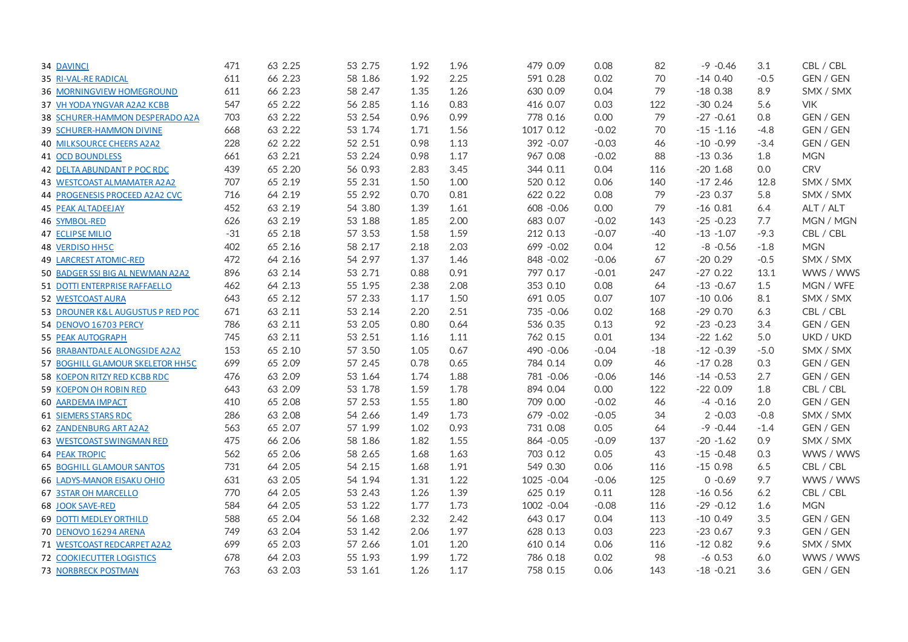| | | | | | | | | | | | | | | | | | |
|---|---|---|---|---|---|---|---|---|---|---|---|---|---|---|---|---|---|
| 34 | DAVINCI | 471 | 63 | 2.25 | 53 | 2.75 | 1.92 | 1.96 | 479 | 0.09 | 0.08 | 82 | -9 | -0.46 | 3.1 | CBL / CBL |
| 35 | RI-VAL-RE RADICAL | 611 | 66 | 2.23 | 58 | 1.86 | 1.92 | 2.25 | 591 | 0.28 | 0.02 | 70 | -14 | 0.40 | -0.5 | GEN / GEN |
| 36 | MORNINGVIEW HOMEGROUND | 611 | 66 | 2.23 | 58 | 2.47 | 1.35 | 1.26 | 630 | 0.09 | 0.04 | 79 | -18 | 0.38 | 8.9 | SMX / SMX |
| 37 | VH YODA YNGVAR A2A2 KCBB | 547 | 65 | 2.22 | 56 | 2.85 | 1.16 | 0.83 | 416 | 0.07 | 0.03 | 122 | -30 | 0.24 | 5.6 | VIK |
| 38 | SCHURER-HAMMON DESPERADO A2A | 703 | 63 | 2.22 | 53 | 2.54 | 0.96 | 0.99 | 778 | 0.16 | 0.00 | 79 | -27 | -0.61 | 0.8 | GEN / GEN |
| 39 | SCHURER-HAMMON DIVINE | 668 | 63 | 2.22 | 53 | 1.74 | 1.71 | 1.56 | 1017 | 0.12 | -0.02 | 70 | -15 | -1.16 | -4.8 | GEN / GEN |
| 40 | MILKSOURCE CHEERS A2A2 | 228 | 62 | 2.22 | 52 | 2.51 | 0.98 | 1.13 | 392 | -0.07 | -0.03 | 46 | -10 | -0.99 | -3.4 | GEN / GEN |
| 41 | OCD BOUNDLESS | 661 | 63 | 2.21 | 53 | 2.24 | 0.98 | 1.17 | 967 | 0.08 | -0.02 | 88 | -13 | 0.36 | 1.8 | MGN |
| 42 | DELTA ABUNDANT P POC RDC | 439 | 65 | 2.20 | 56 | 0.93 | 2.83 | 3.45 | 344 | 0.11 | 0.04 | 116 | -20 | 1.68 | 0.0 | CRV |
| 43 | WESTCOAST ALMAMATER A2A2 | 707 | 65 | 2.19 | 55 | 2.31 | 1.50 | 1.00 | 520 | 0.12 | 0.06 | 140 | -17 | 2.46 | 12.8 | SMX / SMX |
| 44 | PROGENESIS PROCEED A2A2 CVC | 716 | 64 | 2.19 | 55 | 2.92 | 0.70 | 0.81 | 622 | 0.22 | 0.08 | 79 | -23 | 0.37 | 5.8 | SMX / SMX |
| 45 | PEAK ALTADEEJAY | 452 | 63 | 2.19 | 54 | 3.80 | 1.39 | 1.61 | 608 | -0.06 | 0.00 | 79 | -16 | 0.81 | 6.4 | ALT / ALT |
| 46 | SYMBOL-RED | 626 | 63 | 2.19 | 53 | 1.88 | 1.85 | 2.00 | 683 | 0.07 | -0.02 | 143 | -25 | -0.23 | 7.7 | MGN / MGN |
| 47 | ECLIPSE MILIO | -31 | 65 | 2.18 | 57 | 3.53 | 1.58 | 1.59 | 212 | 0.13 | -0.07 | -40 | -13 | -1.07 | -9.3 | CBL / CBL |
| 48 | VERDISO HH5C | 402 | 65 | 2.16 | 58 | 2.17 | 2.18 | 2.03 | 699 | -0.02 | 0.04 | 12 | -8 | -0.56 | -1.8 | MGN |
| 49 | LARCREST ATOMIC-RED | 472 | 64 | 2.16 | 54 | 2.97 | 1.37 | 1.46 | 848 | -0.02 | -0.06 | 67 | -20 | 0.29 | -0.5 | SMX / SMX |
| 50 | BADGER SSI BIG AL NEWMAN A2A2 | 896 | 63 | 2.14 | 53 | 2.71 | 0.88 | 0.91 | 797 | 0.17 | -0.01 | 247 | -27 | 0.22 | 13.1 | WWS / WWS |
| 51 | DOTTI ENTERPRISE RAFFAELLO | 462 | 64 | 2.13 | 55 | 1.95 | 2.38 | 2.08 | 353 | 0.10 | 0.08 | 64 | -13 | -0.67 | 1.5 | MGN / WFE |
| 52 | WESTCOAST AURA | 643 | 65 | 2.12 | 57 | 2.33 | 1.17 | 1.50 | 691 | 0.05 | 0.07 | 107 | -10 | 0.06 | 8.1 | SMX / SMX |
| 53 | DROUNER K&L AUGUSTUS P RED POC | 671 | 63 | 2.11 | 53 | 2.14 | 2.20 | 2.51 | 735 | -0.06 | 0.02 | 168 | -29 | 0.70 | 6.3 | CBL / CBL |
| 54 | DENOVO 16703 PERCY | 786 | 63 | 2.11 | 53 | 2.05 | 0.80 | 0.64 | 536 | 0.35 | 0.13 | 92 | -23 | -0.23 | 3.4 | GEN / GEN |
| 55 | PEAK AUTOGRAPH | 745 | 63 | 2.11 | 53 | 2.51 | 1.16 | 1.11 | 762 | 0.15 | 0.01 | 134 | -22 | 1.62 | 5.0 | UKD / UKD |
| 56 | BRABANTDALE ALONGSIDE A2A2 | 153 | 65 | 2.10 | 57 | 3.50 | 1.05 | 0.67 | 490 | -0.06 | -0.04 | -18 | -12 | -0.39 | -5.0 | SMX / SMX |
| 57 | BOGHILL GLAMOUR SKELETOR HH5C | 699 | 65 | 2.09 | 57 | 2.45 | 0.78 | 0.65 | 784 | 0.14 | 0.09 | 46 | -17 | 0.28 | 0.3 | GEN / GEN |
| 58 | KOEPON RITZY RED KCBB RDC | 476 | 63 | 2.09 | 53 | 1.64 | 1.74 | 1.88 | 781 | -0.06 | -0.06 | 146 | -14 | -0.53 | 2.7 | GEN / GEN |
| 59 | KOEPON OH ROBIN RED | 643 | 63 | 2.09 | 53 | 1.78 | 1.59 | 1.78 | 894 | 0.04 | 0.00 | 122 | -22 | 0.09 | 1.8 | CBL / CBL |
| 60 | AARDEMA IMPACT | 410 | 65 | 2.08 | 57 | 2.53 | 1.55 | 1.80 | 709 | 0.00 | -0.02 | 46 | -4 | -0.16 | 2.0 | GEN / GEN |
| 61 | SIEMERS STARS RDC | 286 | 63 | 2.08 | 54 | 2.66 | 1.49 | 1.73 | 679 | -0.02 | -0.05 | 34 | 2 | -0.03 | -0.8 | SMX / SMX |
| 62 | ZANDENBURG ART A2A2 | 563 | 65 | 2.07 | 57 | 1.99 | 1.02 | 0.93 | 731 | 0.08 | 0.05 | 64 | -9 | -0.44 | -1.4 | GEN / GEN |
| 63 | WESTCOAST SWINGMAN RED | 475 | 66 | 2.06 | 58 | 1.86 | 1.82 | 1.55 | 864 | -0.05 | -0.09 | 137 | -20 | -1.62 | 0.9 | SMX / SMX |
| 64 | PEAK TROPIC | 562 | 65 | 2.06 | 58 | 2.65 | 1.68 | 1.63 | 703 | 0.12 | 0.05 | 43 | -15 | -0.48 | 0.3 | WWS / WWS |
| 65 | BOGHILL GLAMOUR SANTOS | 731 | 64 | 2.05 | 54 | 2.15 | 1.68 | 1.91 | 549 | 0.30 | 0.06 | 116 | -15 | 0.98 | 6.5 | CBL / CBL |
| 66 | LADYS-MANOR EISAKU OHIO | 631 | 63 | 2.05 | 54 | 1.94 | 1.31 | 1.22 | 1025 | -0.04 | -0.06 | 125 | 0 | -0.69 | 9.7 | WWS / WWS |
| 67 | 3STAR OH MARCELLO | 770 | 64 | 2.05 | 53 | 2.43 | 1.26 | 1.39 | 625 | 0.19 | 0.11 | 128 | -16 | 0.56 | 6.2 | CBL / CBL |
| 68 | JOOK SAVE-RED | 584 | 64 | 2.05 | 53 | 1.22 | 1.77 | 1.73 | 1002 | -0.04 | -0.08 | 116 | -29 | -0.12 | 1.6 | MGN |
| 69 | DOTTI MEDLEY ORTHILD | 588 | 65 | 2.04 | 56 | 1.68 | 2.32 | 2.42 | 643 | 0.17 | 0.04 | 113 | -10 | 0.49 | 3.5 | GEN / GEN |
| 70 | DENOVO 16294 ARENA | 749 | 63 | 2.04 | 53 | 1.42 | 2.06 | 1.97 | 628 | 0.13 | 0.03 | 223 | -23 | 0.67 | 9.3 | GEN / GEN |
| 71 | WESTCOAST REDCARPET A2A2 | 699 | 65 | 2.03 | 57 | 2.66 | 1.01 | 1.20 | 610 | 0.14 | 0.06 | 116 | -12 | 0.82 | 9.6 | SMX / SMX |
| 72 | COOKIECUTTER LOGISTICS | 678 | 64 | 2.03 | 55 | 1.93 | 1.99 | 1.72 | 786 | 0.18 | 0.02 | 98 | -6 | 0.53 | 6.0 | WWS / WWS |
| 73 | NORBRECK POSTMAN | 763 | 63 | 2.03 | 53 | 1.61 | 1.26 | 1.17 | 758 | 0.15 | 0.06 | 143 | -18 | -0.21 | 3.6 | GEN / GEN |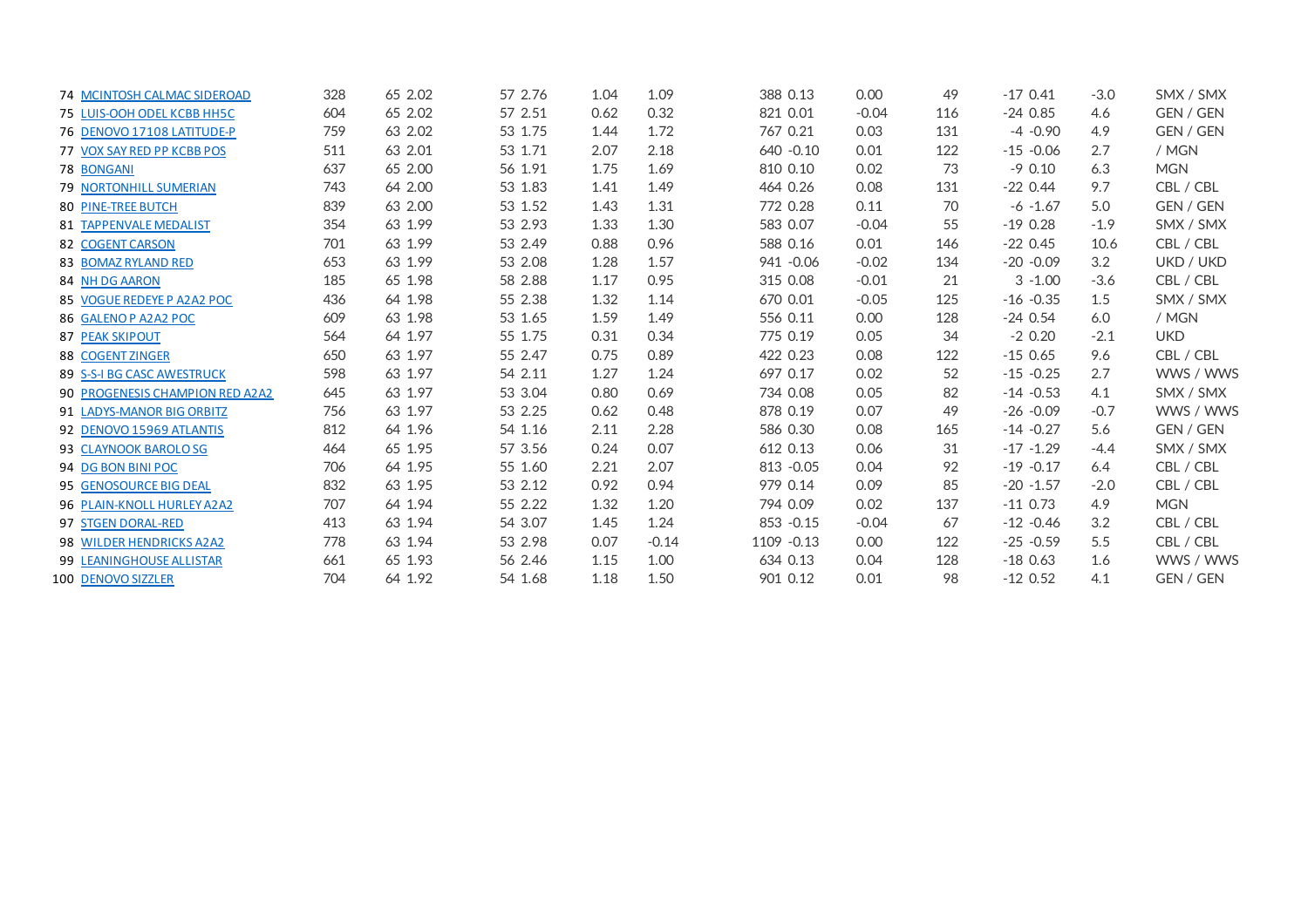| | | | | | | | | | | | | | | | | |
|---|---|---|---|---|---|---|---|---|---|---|---|---|---|---|---|---|
| 74 | MCINTOSH CALMAC SIDEROAD | 328 | 65 | 2.02 | 57 | 2.76 | 1.04 | 1.09 | 388 | 0.13 | 0.00 | 49 | -17 | 0.41 | -3.0 | SMX / SMX |
| 75 | LUIS-OOH ODEL KCBB HH5C | 604 | 65 | 2.02 | 57 | 2.51 | 0.62 | 0.32 | 821 | 0.01 | -0.04 | 116 | -24 | 0.85 | 4.6 | GEN / GEN |
| 76 | DENOVO 17108 LATITUDE-P | 759 | 63 | 2.02 | 53 | 1.75 | 1.44 | 1.72 | 767 | 0.21 | 0.03 | 131 | -4 | -0.90 | 4.9 | GEN / GEN |
| 77 | VOX SAY RED PP KCBB POS | 511 | 63 | 2.01 | 53 | 1.71 | 2.07 | 2.18 | 640 | -0.10 | 0.01 | 122 | -15 | -0.06 | 2.7 | / MGN |
| 78 | BONGANI | 637 | 65 | 2.00 | 56 | 1.91 | 1.75 | 1.69 | 810 | 0.10 | 0.02 | 73 | -9 | 0.10 | 6.3 | MGN |
| 79 | NORTONHILL SUMERIAN | 743 | 64 | 2.00 | 53 | 1.83 | 1.41 | 1.49 | 464 | 0.26 | 0.08 | 131 | -22 | 0.44 | 9.7 | CBL / CBL |
| 80 | PINE-TREE BUTCH | 839 | 63 | 2.00 | 53 | 1.52 | 1.43 | 1.31 | 772 | 0.28 | 0.11 | 70 | -6 | -1.67 | 5.0 | GEN / GEN |
| 81 | TAPPENVALE MEDALIST | 354 | 63 | 1.99 | 53 | 2.93 | 1.33 | 1.30 | 583 | 0.07 | -0.04 | 55 | -19 | 0.28 | -1.9 | SMX / SMX |
| 82 | COGENT CARSON | 701 | 63 | 1.99 | 53 | 2.49 | 0.88 | 0.96 | 588 | 0.16 | 0.01 | 146 | -22 | 0.45 | 10.6 | CBL / CBL |
| 83 | BOMAZ RYLAND RED | 653 | 63 | 1.99 | 53 | 2.08 | 1.28 | 1.57 | 941 | -0.06 | -0.02 | 134 | -20 | -0.09 | 3.2 | UKD / UKD |
| 84 | NH DG AARON | 185 | 65 | 1.98 | 58 | 2.88 | 1.17 | 0.95 | 315 | 0.08 | -0.01 | 21 | 3 | -1.00 | -3.6 | CBL / CBL |
| 85 | VOGUE REDEYE P A2A2 POC | 436 | 64 | 1.98 | 55 | 2.38 | 1.32 | 1.14 | 670 | 0.01 | -0.05 | 125 | -16 | -0.35 | 1.5 | SMX / SMX |
| 86 | GALENO P A2A2 POC | 609 | 63 | 1.98 | 53 | 1.65 | 1.59 | 1.49 | 556 | 0.11 | 0.00 | 128 | -24 | 0.54 | 6.0 | / MGN |
| 87 | PEAK SKIPOUT | 564 | 64 | 1.97 | 55 | 1.75 | 0.31 | 0.34 | 775 | 0.19 | 0.05 | 34 | -2 | 0.20 | -2.1 | UKD |
| 88 | COGENT ZINGER | 650 | 63 | 1.97 | 55 | 2.47 | 0.75 | 0.89 | 422 | 0.23 | 0.08 | 122 | -15 | 0.65 | 9.6 | CBL / CBL |
| 89 | S-S-I BG CASC AWESTRUCK | 598 | 63 | 1.97 | 54 | 2.11 | 1.27 | 1.24 | 697 | 0.17 | 0.02 | 52 | -15 | -0.25 | 2.7 | WWS / WWS |
| 90 | PROGENESIS CHAMPION RED A2A2 | 645 | 63 | 1.97 | 53 | 3.04 | 0.80 | 0.69 | 734 | 0.08 | 0.05 | 82 | -14 | -0.53 | 4.1 | SMX / SMX |
| 91 | LADYS-MANOR BIG ORBITZ | 756 | 63 | 1.97 | 53 | 2.25 | 0.62 | 0.48 | 878 | 0.19 | 0.07 | 49 | -26 | -0.09 | -0.7 | WWS / WWS |
| 92 | DENOVO 15969 ATLANTIS | 812 | 64 | 1.96 | 54 | 1.16 | 2.11 | 2.28 | 586 | 0.30 | 0.08 | 165 | -14 | -0.27 | 5.6 | GEN / GEN |
| 93 | CLAYNOOK BAROLO SG | 464 | 65 | 1.95 | 57 | 3.56 | 0.24 | 0.07 | 612 | 0.13 | 0.06 | 31 | -17 | -1.29 | -4.4 | SMX / SMX |
| 94 | DG BON BINI POC | 706 | 64 | 1.95 | 55 | 1.60 | 2.21 | 2.07 | 813 | -0.05 | 0.04 | 92 | -19 | -0.17 | 6.4 | CBL / CBL |
| 95 | GENOSOURCE BIG DEAL | 832 | 63 | 1.95 | 53 | 2.12 | 0.92 | 0.94 | 979 | 0.14 | 0.09 | 85 | -20 | -1.57 | -2.0 | CBL / CBL |
| 96 | PLAIN-KNOLL HURLEY A2A2 | 707 | 64 | 1.94 | 55 | 2.22 | 1.32 | 1.20 | 794 | 0.09 | 0.02 | 137 | -11 | 0.73 | 4.9 | MGN |
| 97 | STGEN DORAL-RED | 413 | 63 | 1.94 | 54 | 3.07 | 1.45 | 1.24 | 853 | -0.15 | -0.04 | 67 | -12 | -0.46 | 3.2 | CBL / CBL |
| 98 | WILDER HENDRICKS A2A2 | 778 | 63 | 1.94 | 53 | 2.98 | 0.07 | -0.14 | 1109 | -0.13 | 0.00 | 122 | -25 | -0.59 | 5.5 | CBL / CBL |
| 99 | LEANINGHOUSE ALLISTAR | 661 | 65 | 1.93 | 56 | 2.46 | 1.15 | 1.00 | 634 | 0.13 | 0.04 | 128 | -18 | 0.63 | 1.6 | WWS / WWS |
| 100 | DENOVO SIZZLER | 704 | 64 | 1.92 | 54 | 1.68 | 1.18 | 1.50 | 901 | 0.12 | 0.01 | 98 | -12 | 0.52 | 4.1 | GEN / GEN |